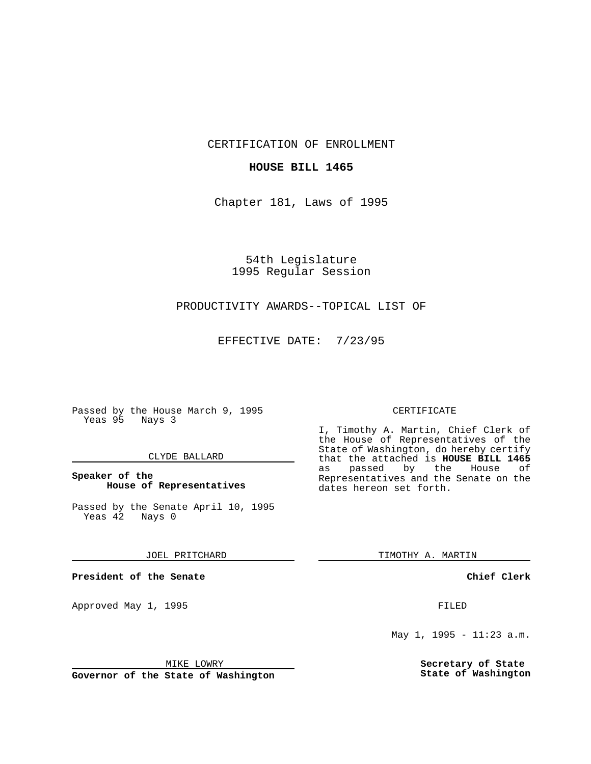CERTIFICATION OF ENROLLMENT

**HOUSE BILL 1465**

Chapter 181, Laws of 1995

54th Legislature
1995 Regular Session

PRODUCTIVITY AWARDS--TOPICAL LIST OF

EFFECTIVE DATE: 7/23/95

Passed by the House March 9, 1995
Yeas 95 Nays 3

CLYDE BALLARD

**Speaker of the House of Representatives**

Passed by the Senate April 10, 1995
Yeas 42 Nays 0

JOEL PRITCHARD

**President of the Senate**

Approved May 1, 1995

MIKE LOWRY

**Governor of the State of Washington**

CERTIFICATE

I, Timothy A. Martin, Chief Clerk of the House of Representatives of the State of Washington, do hereby certify that the attached is **HOUSE BILL 1465** as passed by the House of Representatives and the Senate on the dates hereon set forth.

TIMOTHY A. MARTIN

**Chief Clerk**

FILED

May 1, 1995 - 11:23 a.m.

**Secretary of State**
**State of Washington**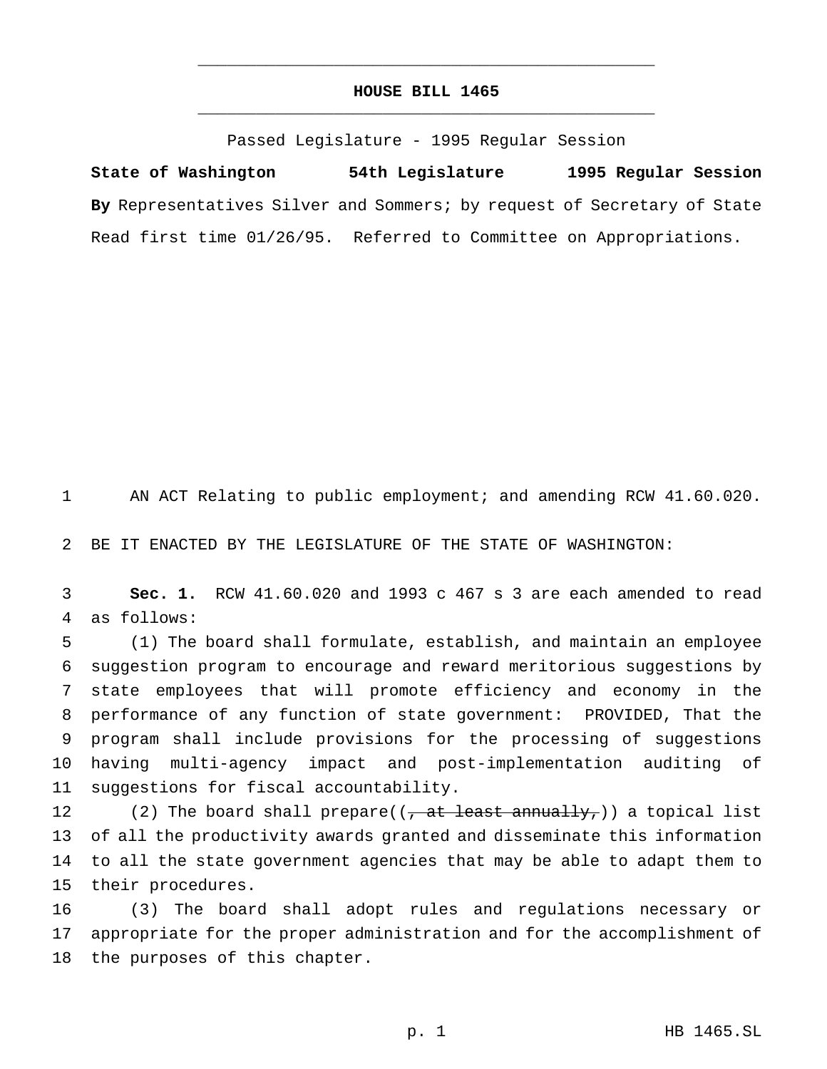# HOUSE BILL 1465

Passed Legislature - 1995 Regular Session

**State of Washington 54th Legislature 1995 Regular Session**

**By** Representatives Silver and Sommers; by request of Secretary of State

Read first time 01/26/95. Referred to Committee on Appropriations.

AN ACT Relating to public employment; and amending RCW 41.60.020.

BE IT ENACTED BY THE LEGISLATURE OF THE STATE OF WASHINGTON:

**Sec. 1.** RCW 41.60.020 and 1993 c 467 s 3 are each amended to read as follows:

(1) The board shall formulate, establish, and maintain an employee suggestion program to encourage and reward meritorious suggestions by state employees that will promote efficiency and economy in the performance of any function of state government: PROVIDED, That the program shall include provisions for the processing of suggestions having multi-agency impact and post-implementation auditing of suggestions for fiscal accountability.

(2) The board shall prepare((~~, at least annually,~~)) a topical list of all the productivity awards granted and disseminate this information to all the state government agencies that may be able to adapt them to their procedures.

(3) The board shall adopt rules and regulations necessary or appropriate for the proper administration and for the accomplishment of the purposes of this chapter.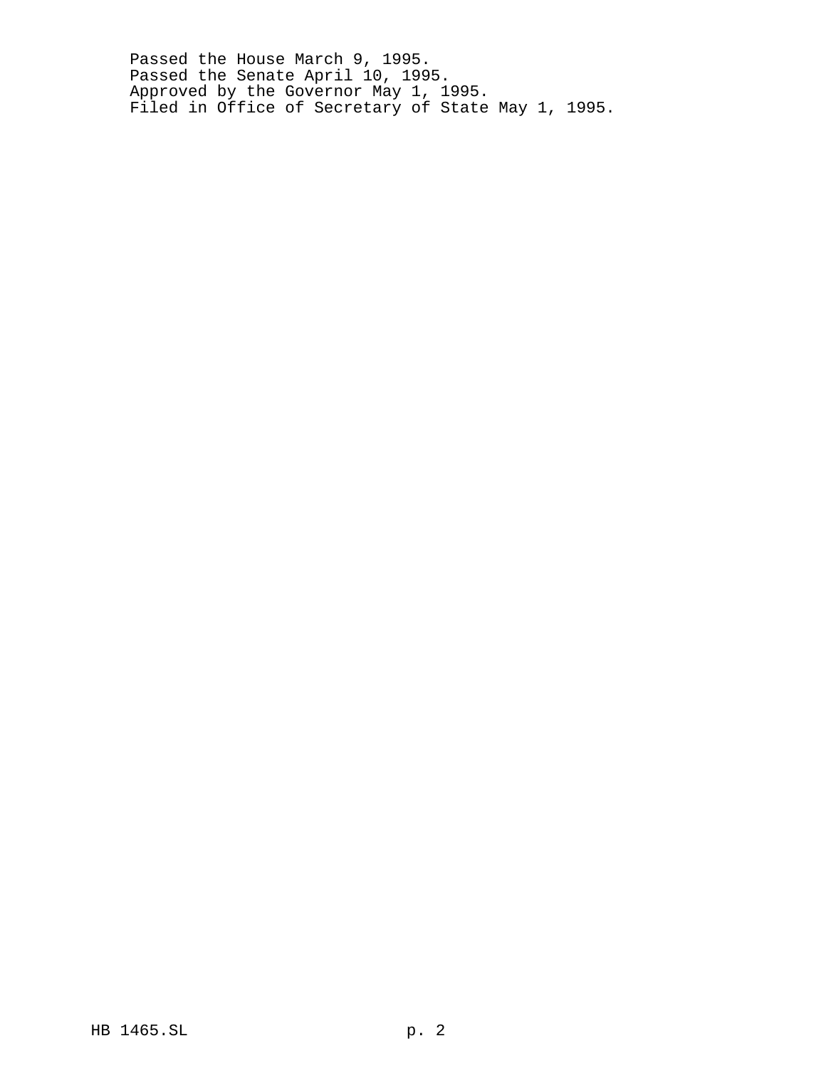Passed the House March 9, 1995.
Passed the Senate April 10, 1995.
Approved by the Governor May 1, 1995.
Filed in Office of Secretary of State May 1, 1995.